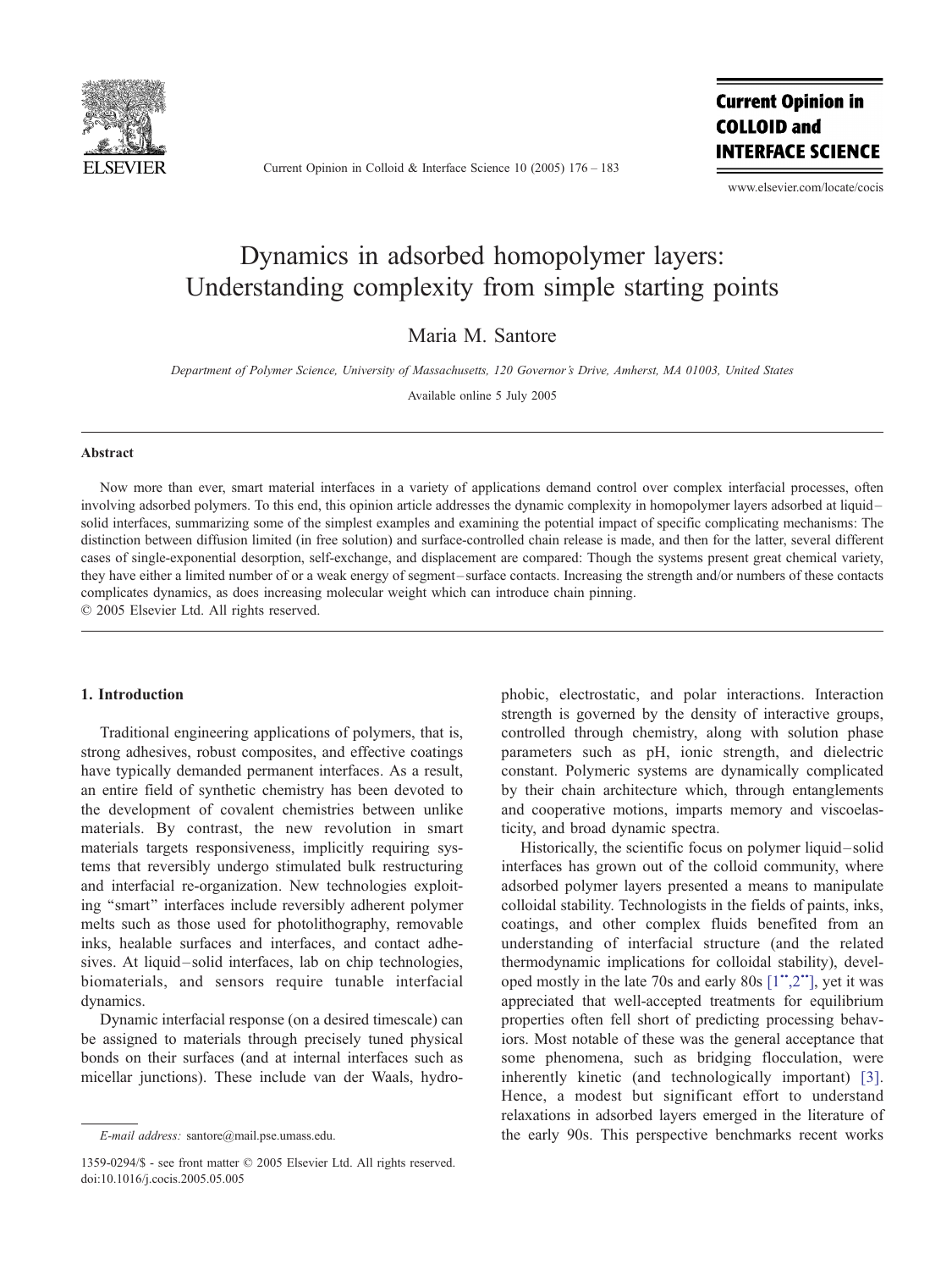# Dynamics in adsorbed homopolymer layers: Understanding complexity from simple starting points

Maria M. Santore

*Department of Polymer Science, University of Massachusetts, 120 Governor's Drive, Amherst, MA 01003, United States*

Available online 5 July 2005

## Abstract

Now more than ever, smart material interfaces in a variety of applications demand control over complex interfacial processes, often involving adsorbed polymers. To this end, this opinion article addresses the dynamic complexity in homopolymer layers adsorbed at liquid–solid interfaces, summarizing some of the simplest examples and examining the potential impact of specific complicating mechanisms: The distinction between diffusion limited (in free solution) and surface-controlled chain release is made, and then for the latter, several different cases of single-exponential desorption, self-exchange, and displacement are compared: Though the systems present great chemical variety, they have either a limited number of or a weak energy of segment–surface contacts. Increasing the strength and/or numbers of these contacts complicates dynamics, as does increasing molecular weight which can introduce chain pinning.

© 2005 Elsevier Ltd. All rights reserved.

## 1. Introduction

Traditional engineering applications of polymers, that is, strong adhesives, robust composites, and effective coatings have typically demanded permanent interfaces. As a result, an entire field of synthetic chemistry has been devoted to the development of covalent chemistries between unlike materials. By contrast, the new revolution in smart materials targets responsiveness, implicitly requiring systems that reversibly undergo stimulated bulk restructuring and interfacial re-organization. New technologies exploiting "smart" interfaces include reversibly adherent polymer melts such as those used for photolithography, removable inks, healable surfaces and interfaces, and contact adhesives. At liquid–solid interfaces, lab on chip technologies, biomaterials, and sensors require tunable interfacial dynamics.

Dynamic interfacial response (on a desired timescale) can be assigned to materials through precisely tuned physical bonds on their surfaces (and at internal interfaces such as micellar junctions). These include van der Waals, hydrophobic, electrostatic, and polar interactions. Interaction strength is governed by the density of interactive groups, controlled through chemistry, along with solution phase parameters such as pH, ionic strength, and dielectric constant. Polymeric systems are dynamically complicated by their chain architecture which, through entanglements and cooperative motions, imparts memory and viscoelasticity, and broad dynamic spectra.

Historically, the scientific focus on polymer liquid–solid interfaces has grown out of the colloid community, where adsorbed polymer layers presented a means to manipulate colloidal stability. Technologists in the fields of paints, inks, coatings, and other complex fluids benefited from an understanding of interfacial structure (and the related thermodynamic implications for colloidal stability), developed mostly in the late 70s and early 80s [1••,2••], yet it was appreciated that well-accepted treatments for equilibrium properties often fell short of predicting processing behaviors. Most notable of these was the general acceptance that some phenomena, such as bridging flocculation, were inherently kinetic (and technologically important) [3]. Hence, a modest but significant effort to understand relaxations in adsorbed layers emerged in the literature of the early 90s. This perspective benchmarks recent works

*E-mail address:* santore@mail.pse.umass.edu.

1359-0294/$ - see front matter © 2005 Elsevier Ltd. All rights reserved.
doi:10.1016/j.cocis.2005.05.005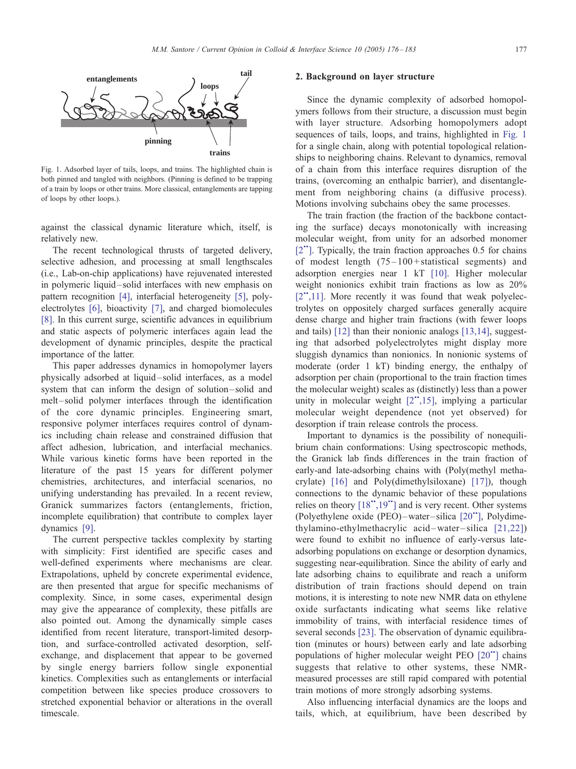entanglements

tail

loops

pinning

trains

Fig. 1. Adsorbed layer of tails, loops, and trains. The highlighted chain is both pinned and tangled with neighbors. (Pinning is defined to be trapping of a train by loops or other trains. More classical, entanglements are tapping of loops by other loops.).

against the classical dynamic literature which, itself, is relatively new.

The recent technological thrusts of targeted delivery, selective adhesion, and processing at small lengthscales (i.e., Lab-on-chip applications) have rejuvenated interested in polymeric liquid–solid interfaces with new emphasis on pattern recognition [4], interfacial heterogeneity [5], polyelectrolytes [6], bioactivity [7], and charged biomolecules [8]. In this current surge, scientific advances in equilibrium and static aspects of polymeric interfaces again lead the development of dynamic principles, despite the practical importance of the latter.

This paper addresses dynamics in homopolymer layers physically adsorbed at liquid–solid interfaces, as a model system that can inform the design of solution–solid and melt–solid polymer interfaces through the identification of the core dynamic principles. Engineering smart, responsive polymer interfaces requires control of dynamics including chain release and constrained diffusion that affect adhesion, lubrication, and interfacial mechanics. While various kinetic forms have been reported in the literature of the past 15 years for different polymer chemistries, architectures, and interfacial scenarios, no unifying understanding has prevailed. In a recent review, Granick summarizes factors (entanglements, friction, incomplete equilibration) that contribute to complex layer dynamics [9].

The current perspective tackles complexity by starting with simplicity: First identified are specific cases and well-defined experiments where mechanisms are clear. Extrapolations, upheld by concrete experimental evidence, are then presented that argue for specific mechanisms of complexity. Since, in some cases, experimental design may give the appearance of complexity, these pitfalls are also pointed out. Among the dynamically simple cases identified from recent literature, transport-limited desorption, and surface-controlled activated desorption, self-exchange, and displacement that appear to be governed by single energy barriers follow single exponential kinetics. Complexities such as entanglements or interfacial competition between like species produce crossovers to stretched exponential behavior or alterations in the overall timescale.

## 2. Background on layer structure

Since the dynamic complexity of adsorbed homopolymers follows from their structure, a discussion must begin with layer structure. Adsorbing homopolymers adopt sequences of tails, loops, and trains, highlighted in Fig. 1 for a single chain, along with potential topological relationships to neighboring chains. Relevant to dynamics, removal of a chain from this interface requires disruption of the trains, (overcoming an enthalpic barrier), and disentanglement from neighboring chains (a diffusive process). Motions involving subchains obey the same processes.

The train fraction (the fraction of the backbone contacting the surface) decays monotonically with increasing molecular weight, from unity for an adsorbed monomer [2••]. Typically, the train fraction approaches 0.5 for chains of modest length (75–100+statistical segments) and adsorption energies near 1 kT [10]. Higher molecular weight nonionics exhibit train fractions as low as 20% [2••,11]. More recently it was found that weak polyelectrolytes on oppositely charged surfaces generally acquire dense charge and higher train fractions (with fewer loops and tails) [12] than their nonionic analogs [13,14], suggesting that adsorbed polyelectrolytes might display more sluggish dynamics than nonionics. In nonionic systems of moderate (order 1 kT) binding energy, the enthalpy of adsorption per chain (proportional to the train fraction times the molecular weight) scales as (distinctly) less than a power unity in molecular weight [2••,15], implying a particular molecular weight dependence (not yet observed) for desorption if train release controls the process.

Important to dynamics is the possibility of nonequilibrium chain conformations: Using spectroscopic methods, the Granick lab finds differences in the train fraction of early-and late-adsorbing chains with (Poly(methyl methacrylate) [16] and Poly(dimethylsiloxane) [17]), though connections to the dynamic behavior of these populations relies on theory [18••,19••] and is very recent. Other systems (Polyethylene oxide (PEO)–water–silica [20••], Polydimethylamino-ethylmethacrylic acid–water–silica [21,22]) were found to exhibit no influence of early-versus late-adsorbing populations on exchange or desorption dynamics, suggesting near-equilibration. Since the ability of early and late adsorbing chains to equilibrate and reach a uniform distribution of train fractions should depend on train motions, it is interesting to note new NMR data on ethylene oxide surfactants indicating what seems like relative immobility of trains, with interfacial residence times of several seconds [23]. The observation of dynamic equilibration (minutes or hours) between early and late adsorbing populations of higher molecular weight PEO [20••] chains suggests that relative to other systems, these NMR-measured processes are still rapid compared with potential train motions of more strongly adsorbing systems.

Also influencing interfacial dynamics are the loops and tails, which, at equilibrium, have been described by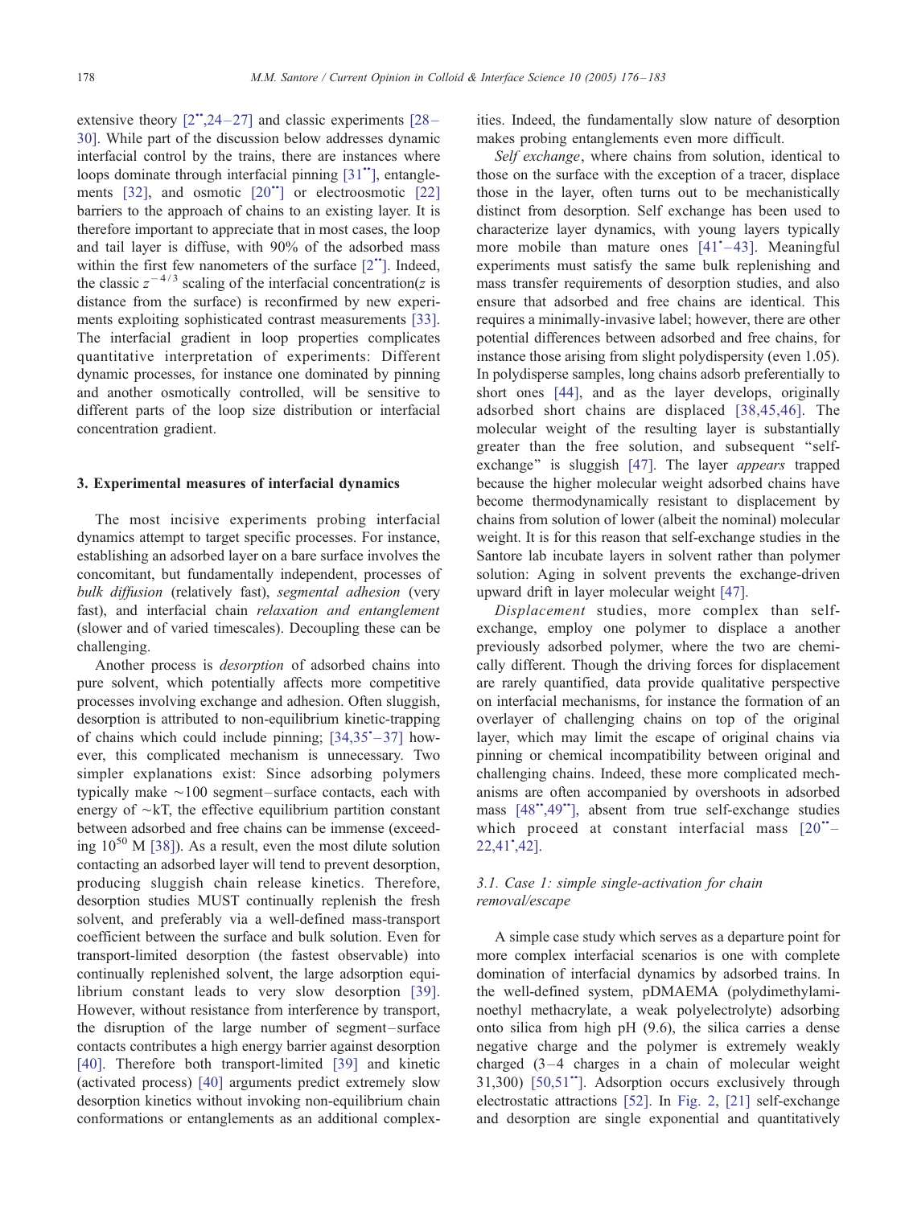extensive theory [2••,24–27] and classic experiments [28–30]. While part of the discussion below addresses dynamic interfacial control by the trains, there are instances where loops dominate through interfacial pinning [31••], entanglements [32], and osmotic [20••] or electroosmotic [22] barriers to the approach of chains to an existing layer. It is therefore important to appreciate that in most cases, the loop and tail layer is diffuse, with 90% of the adsorbed mass within the first few nanometers of the surface [2••]. Indeed, the classic $z^{-4/3}$ scaling of the interfacial concentration($z$ is distance from the surface) is reconfirmed by new experiments exploiting sophisticated contrast measurements [33]. The interfacial gradient in loop properties complicates quantitative interpretation of experiments: Different dynamic processes, for instance one dominated by pinning and another osmotically controlled, will be sensitive to different parts of the loop size distribution or interfacial concentration gradient.

## 3. Experimental measures of interfacial dynamics

The most incisive experiments probing interfacial dynamics attempt to target specific processes. For instance, establishing an adsorbed layer on a bare surface involves the concomitant, but fundamentally independent, processes of *bulk diffusion* (relatively fast), *segmental adhesion* (very fast), and interfacial chain *relaxation and entanglement* (slower and of varied timescales). Decoupling these can be challenging.

Another process is *desorption* of adsorbed chains into pure solvent, which potentially affects more competitive processes involving exchange and adhesion. Often sluggish, desorption is attributed to non-equilibrium kinetic-trapping of chains which could include pinning; [34,35•–37] however, this complicated mechanism is unnecessary. Two simpler explanations exist: Since adsorbing polymers typically make ~100 segment–surface contacts, each with energy of ~kT, the effective equilibrium partition constant between adsorbed and free chains can be immense (exceeding $10^{50}$ M [38]). As a result, even the most dilute solution contacting an adsorbed layer will tend to prevent desorption, producing sluggish chain release kinetics. Therefore, desorption studies MUST continually replenish the fresh solvent, and preferably via a well-defined mass-transport coefficient between the surface and bulk solution. Even for transport-limited desorption (the fastest observable) into continually replenished solvent, the large adsorption equilibrium constant leads to very slow desorption [39]. However, without resistance from interference by transport, the disruption of the large number of segment–surface contacts contributes a high energy barrier against desorption [40]. Therefore both transport-limited [39] and kinetic (activated process) [40] arguments predict extremely slow desorption kinetics without invoking non-equilibrium chain conformations or entanglements as an additional complexities. Indeed, the fundamentally slow nature of desorption makes probing entanglements even more difficult.

*Self exchange*, where chains from solution, identical to those on the surface with the exception of a tracer, displace those in the layer, often turns out to be mechanistically distinct from desorption. Self exchange has been used to characterize layer dynamics, with young layers typically more mobile than mature ones [41•–43]. Meaningful experiments must satisfy the same bulk replenishing and mass transfer requirements of desorption studies, and also ensure that adsorbed and free chains are identical. This requires a minimally-invasive label; however, there are other potential differences between adsorbed and free chains, for instance those arising from slight polydispersity (even 1.05). In polydisperse samples, long chains adsorb preferentially to short ones [44], and as the layer develops, originally adsorbed short chains are displaced [38,45,46]. The molecular weight of the resulting layer is substantially greater than the free solution, and subsequent "self-exchange" is sluggish [47]. The layer *appears* trapped because the higher molecular weight adsorbed chains have become thermodynamically resistant to displacement by chains from solution of lower (albeit the nominal) molecular weight. It is for this reason that self-exchange studies in the Santore lab incubate layers in solvent rather than polymer solution: Aging in solvent prevents the exchange-driven upward drift in layer molecular weight [47].

*Displacement* studies, more complex than self-exchange, employ one polymer to displace a another previously adsorbed polymer, where the two are chemically different. Though the driving forces for displacement are rarely quantified, data provide qualitative perspective on interfacial mechanisms, for instance the formation of an overlayer of challenging chains on top of the original layer, which may limit the escape of original chains via pinning or chemical incompatibility between original and challenging chains. Indeed, these more complicated mechanisms are often accompanied by overshoots in adsorbed mass [48••,49••], absent from true self-exchange studies which proceed at constant interfacial mass [20••–22,41•,42].

### 3.1. Case 1: simple single-activation for chain removal/escape

A simple case study which serves as a departure point for more complex interfacial scenarios is one with complete domination of interfacial dynamics by adsorbed trains. In the well-defined system, pDMAEMA (polydimethylaminoethyl methacrylate, a weak polyelectrolyte) adsorbing onto silica from high pH (9.6), the silica carries a dense negative charge and the polymer is extremely weakly charged (3–4 charges in a chain of molecular weight 31,300) [50,51••]. Adsorption occurs exclusively through electrostatic attractions [52]. In Fig. 2, [21] self-exchange and desorption are single exponential and quantitatively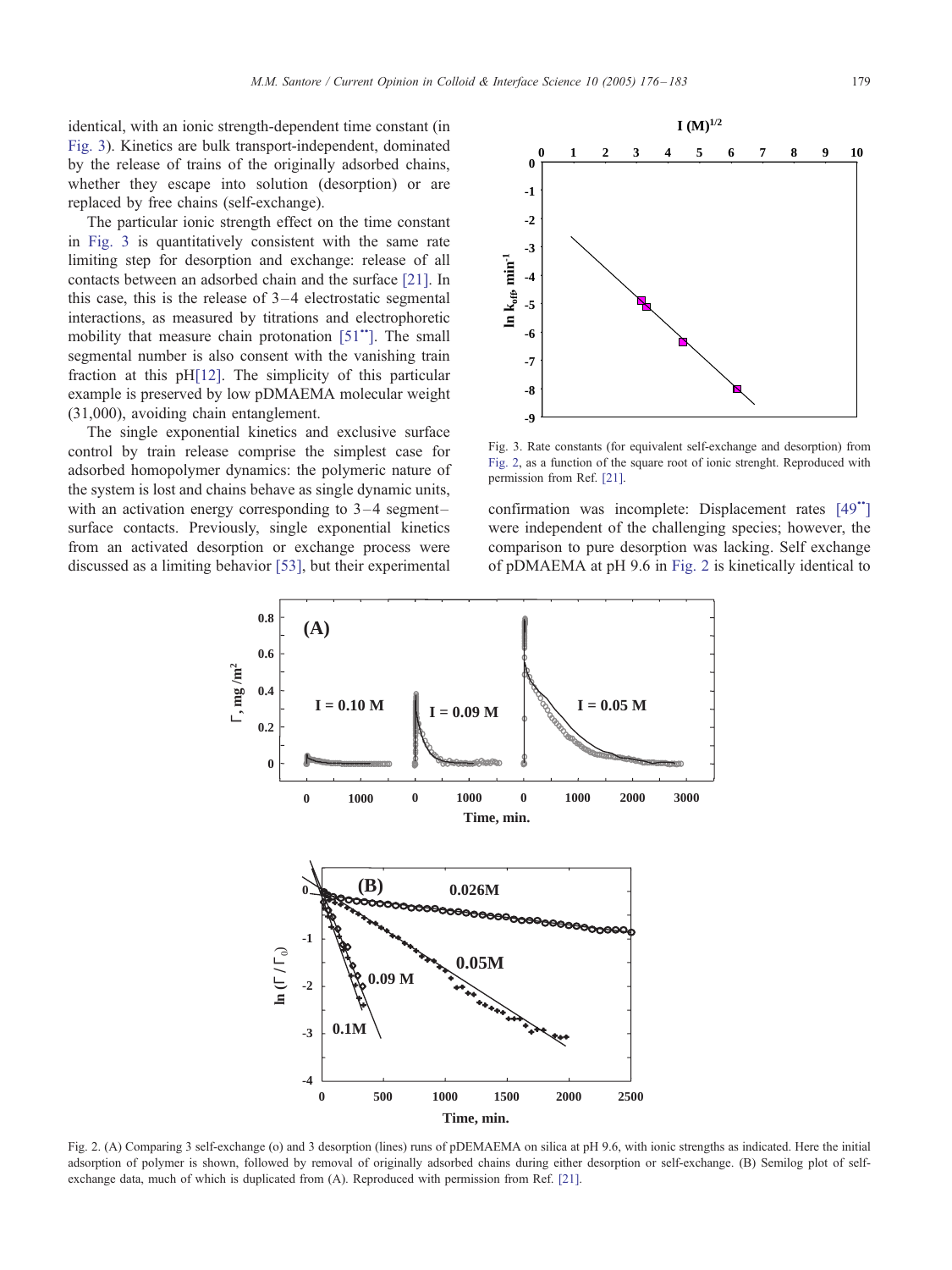identical, with an ionic strength-dependent time constant (in Fig. 3). Kinetics are bulk transport-independent, dominated by the release of trains of the originally adsorbed chains, whether they escape into solution (desorption) or are replaced by free chains (self-exchange).

The particular ionic strength effect on the time constant in Fig. 3 is quantitatively consistent with the same rate limiting step for desorption and exchange: release of all contacts between an adsorbed chain and the surface [21]. In this case, this is the release of 3–4 electrostatic segmental interactions, as measured by titrations and electrophoretic mobility that measure chain protonation [51**]. The small segmental number is also consent with the vanishing train fraction at this pH[12]. The simplicity of this particular example is preserved by low pDMAEMA molecular weight (31,000), avoiding chain entanglement.

The single exponential kinetics and exclusive surface control by train release comprise the simplest case for adsorbed homopolymer dynamics: the polymeric nature of the system is lost and chains behave as single dynamic units, with an activation energy corresponding to 3–4 segment–surface contacts. Previously, single exponential kinetics from an activated desorption or exchange process were discussed as a limiting behavior [53], but their experimental confirmation was incomplete: Displacement rates [49**] were independent of the challenging species; however, the comparison to pure desorption was lacking. Self exchange of pDMAEMA at pH 9.6 in Fig. 2 is kinetically identical to

I (M)$^{1/2}$
0 1 2 3 4 5 6 7 8 9 10
ln $k_{off}$, min$^{-1}$
0 -1 -2 -3 -4 -5 -6 -7 -8 -9

Fig. 3. Rate constants (for equivalent self-exchange and desorption) from Fig. 2, as a function of the square root of ionic strenght. Reproduced with permission from Ref. [21].

(A)
$\Gamma$, mg /m$^2$
0.8 0.6 0.4 0.2 0
I = 0.10 M
I = 0.09 M
I = 0.05 M
0 1000 0 1000 0 1000 2000 3000
Time, min.

(B)
ln ($\Gamma$ / $\Gamma_0$)
0 -1 -2 -3 -4
0.026M
0.05M
0.09 M
0.1M
0 500 1000 1500 2000 2500
Time, min.

Fig. 2. (A) Comparing 3 self-exchange (o) and 3 desorption (lines) runs of pDEMAEMA on silica at pH 9.6, with ionic strengths as indicated. Here the initial adsorption of polymer is shown, followed by removal of originally adsorbed chains during either desorption or self-exchange. (B) Semilog plot of self-exchange data, much of which is duplicated from (A). Reproduced with permission from Ref. [21].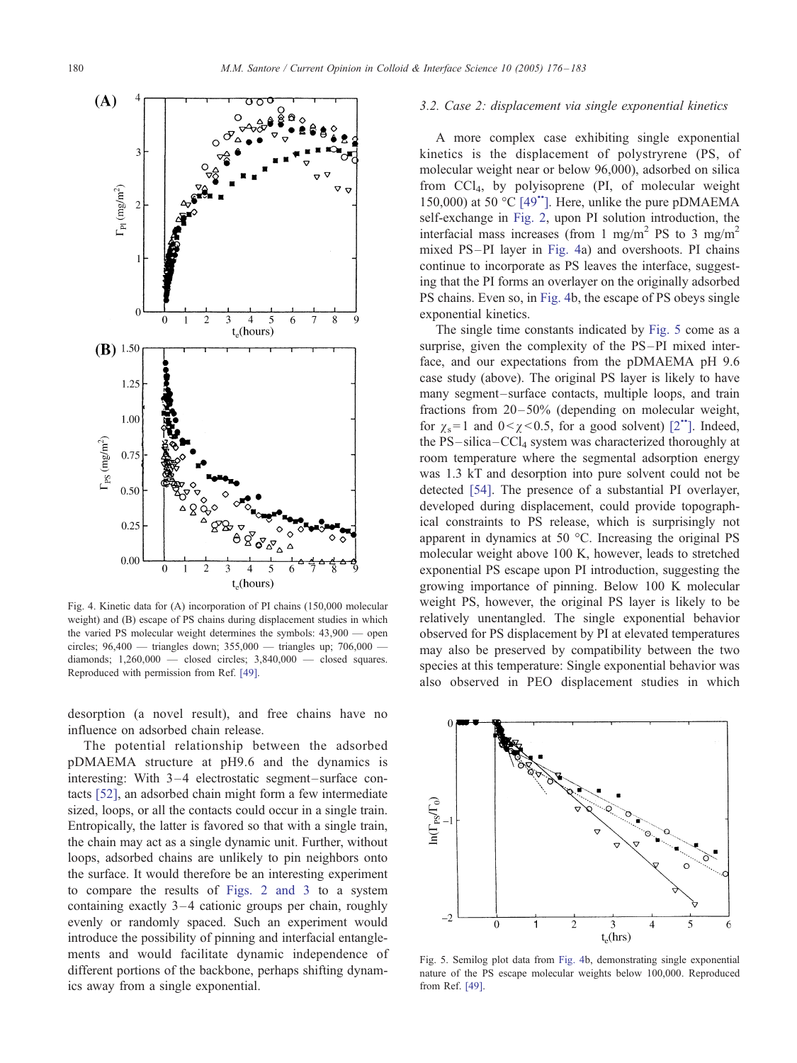(A)

4

3

$\Gamma_{PI}$ (mg/m²)

2

1

0

0 1 2 3 4 5 6 7 8 9

$t_e$(hours)

(B)

1.50

1.25

1.00

$\Gamma_{PS}$ (mg/m²)

0.75

0.50

0.25

0.00

0 1 2 3 4 5 6 7 8 9

$t_e$(hours)

Fig. 4. Kinetic data for (A) incorporation of PI chains (150,000 molecular weight) and (B) escape of PS chains during displacement studies in which the varied PS molecular weight determines the symbols: 43,900 — open circles; 96,400 — triangles down; 355,000 — triangles up; 706,000 — diamonds; 1,260,000 — closed circles; 3,840,000 — closed squares. Reproduced with permission from Ref. [49].

desorption (a novel result), and free chains have no influence on adsorbed chain release.

The potential relationship between the adsorbed pDMAEMA structure at pH9.6 and the dynamics is interesting: With 3–4 electrostatic segment–surface contacts [52], an adsorbed chain might form a few intermediate sized, loops, or all the contacts could occur in a single train. Entropically, the latter is favored so that with a single train, the chain may act as a single dynamic unit. Further, without loops, adsorbed chains are unlikely to pin neighbors onto the surface. It would therefore be an interesting experiment to compare the results of Figs. 2 and 3 to a system containing exactly 3–4 cationic groups per chain, roughly evenly or randomly spaced. Such an experiment would introduce the possibility of pinning and interfacial entanglements and would facilitate dynamic independence of different portions of the backbone, perhaps shifting dynamics away from a single exponential.

### 3.2. Case 2: displacement via single exponential kinetics

A more complex case exhibiting single exponential kinetics is the displacement of polystryrene (PS, of molecular weight near or below 96,000), adsorbed on silica from $CCl_4$, by polyisoprene (PI, of molecular weight 150,000) at 50 °C [49**]. Here, unlike the pure pDMAEMA self-exchange in Fig. 2, upon PI solution introduction, the interfacial mass increases (from 1 mg/m² PS to 3 mg/m² mixed PS–PI layer in Fig. 4a) and overshoots. PI chains continue to incorporate as PS leaves the interface, suggesting that the PI forms an overlayer on the originally adsorbed PS chains. Even so, in Fig. 4b, the escape of PS obeys single exponential kinetics.

The single time constants indicated by Fig. 5 come as a surprise, given the complexity of the PS–PI mixed interface, and our expectations from the pDMAEMA pH 9.6 case study (above). The original PS layer is likely to have many segment–surface contacts, multiple loops, and train fractions from 20–50% (depending on molecular weight, for $\chi_s = 1$ and $0 < \chi < 0.5$, for a good solvent) [2**]. Indeed, the PS–silica–$CCl_4$ system was characterized thoroughly at room temperature where the segmental adsorption energy was 1.3 kT and desorption into pure solvent could not be detected [54]. The presence of a substantial PI overlayer, developed during displacement, could provide topographical constraints to PS release, which is surprisingly not apparent in dynamics at 50 °C. Increasing the original PS molecular weight above 100 K, however, leads to stretched exponential PS escape upon PI introduction, suggesting the growing importance of pinning. Below 100 K molecular weight PS, however, the original PS layer is likely to be relatively unentangled. The single exponential behavior observed for PS displacement by PI at elevated temperatures may also be preserved by compatibility between the two species at this temperature: Single exponential behavior was also observed in PEO displacement studies in which

0

$\ln(\Gamma_{PS}/\Gamma_0)$

−1

−2

0 1 2 3 4 5 6

$t_e$(hrs)

Fig. 5. Semilog plot data from Fig. 4b, demonstrating single exponential nature of the PS escape molecular weights below 100,000. Reproduced from Ref. [49].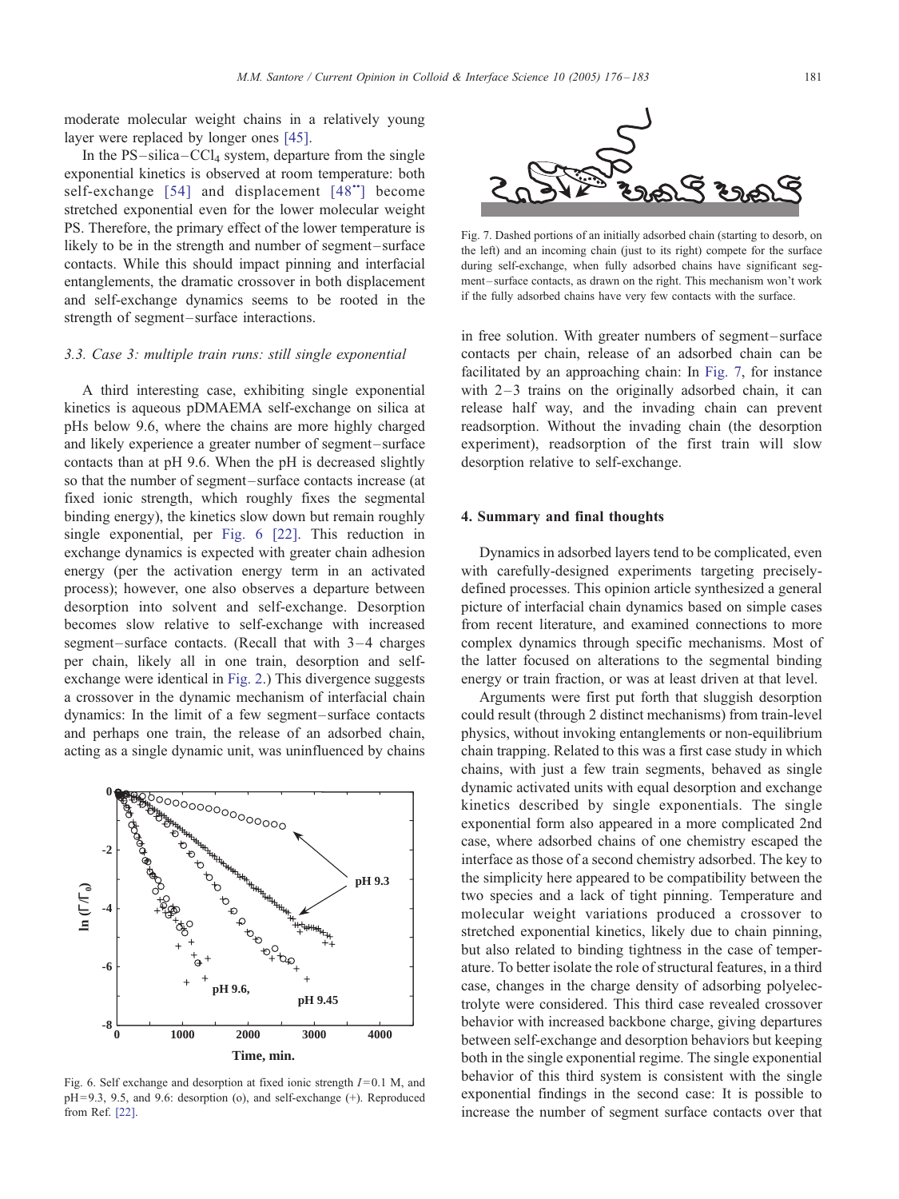moderate molecular weight chains in a relatively young layer were replaced by longer ones [45].

In the PS–silica–$CCl_4$ system, departure from the single exponential kinetics is observed at room temperature: both self-exchange [54] and displacement [48**] become stretched exponential even for the lower molecular weight PS. Therefore, the primary effect of the lower temperature is likely to be in the strength and number of segment–surface contacts. While this should impact pinning and interfacial entanglements, the dramatic crossover in both displacement and self-exchange dynamics seems to be rooted in the strength of segment–surface interactions.

### 3.3. Case 3: multiple train runs: still single exponential

A third interesting case, exhibiting single exponential kinetics is aqueous pDMAEMA self-exchange on silica at pHs below 9.6, where the chains are more highly charged and likely experience a greater number of segment–surface contacts than at pH 9.6. When the pH is decreased slightly so that the number of segment–surface contacts increase (at fixed ionic strength, which roughly fixes the segmental binding energy), the kinetics slow down but remain roughly single exponential, per Fig. 6 [22]. This reduction in exchange dynamics is expected with greater chain adhesion energy (per the activation energy term in an activated process); however, one also observes a departure between desorption into solvent and self-exchange. Desorption becomes slow relative to self-exchange with increased segment–surface contacts. (Recall that with 3–4 charges per chain, likely all in one train, desorption and self-exchange were identical in Fig. 2.) This divergence suggests a crossover in the dynamic mechanism of interfacial chain dynamics: In the limit of a few segment–surface contacts and perhaps one train, the release of an adsorbed chain, acting as a single dynamic unit, was uninfluenced by chains in free solution. With greater numbers of segment–surface contacts per chain, release of an adsorbed chain can be facilitated by an approaching chain: In Fig. 7, for instance with 2–3 trains on the originally adsorbed chain, it can release half way, and the invading chain can prevent readsorption. Without the invading chain (the desorption experiment), readsorption of the first train will slow desorption relative to self-exchange.

0
-2
-4
-6
-8
ln (Γ/Γ0)
0 1000 2000 3000 4000
Time, min.
pH 9.3
pH 9.6,
pH 9.45

Fig. 6. Self exchange and desorption at fixed ionic strength $I = 0.1$ M, and pH = 9.3, 9.5, and 9.6: desorption (o), and self-exchange (+). Reproduced from Ref. [22].

Fig. 7. Dashed portions of an initially adsorbed chain (starting to desorb, on the left) and an incoming chain (just to its right) compete for the surface during self-exchange, when fully adsorbed chains have significant segment–surface contacts, as drawn on the right. This mechanism won't work if the fully adsorbed chains have very few contacts with the surface.

## 4. Summary and final thoughts

Dynamics in adsorbed layers tend to be complicated, even with carefully-designed experiments targeting precisely-defined processes. This opinion article synthesized a general picture of interfacial chain dynamics based on simple cases from recent literature, and examined connections to more complex dynamics through specific mechanisms. Most of the latter focused on alterations to the segmental binding energy or train fraction, or was at least driven at that level.

Arguments were first put forth that sluggish desorption could result (through 2 distinct mechanisms) from train-level physics, without invoking entanglements or non-equilibrium chain trapping. Related to this was a first case study in which chains, with just a few train segments, behaved as single dynamic activated units with equal desorption and exchange kinetics described by single exponentials. The single exponential form also appeared in a more complicated 2nd case, where adsorbed chains of one chemistry escaped the interface as those of a second chemistry adsorbed. The key to the simplicity here appeared to be compatibility between the two species and a lack of tight pinning. Temperature and molecular weight variations produced a crossover to stretched exponential kinetics, likely due to chain pinning, but also related to binding tightness in the case of temperature. To better isolate the role of structural features, in a third case, changes in the charge density of adsorbing polyelectrolyte were considered. This third case revealed crossover behavior with increased backbone charge, giving departures between self-exchange and desorption behaviors but keeping both in the single exponential regime. The single exponential behavior of this third system is consistent with the single exponential findings in the second case: It is possible to increase the number of segment surface contacts over that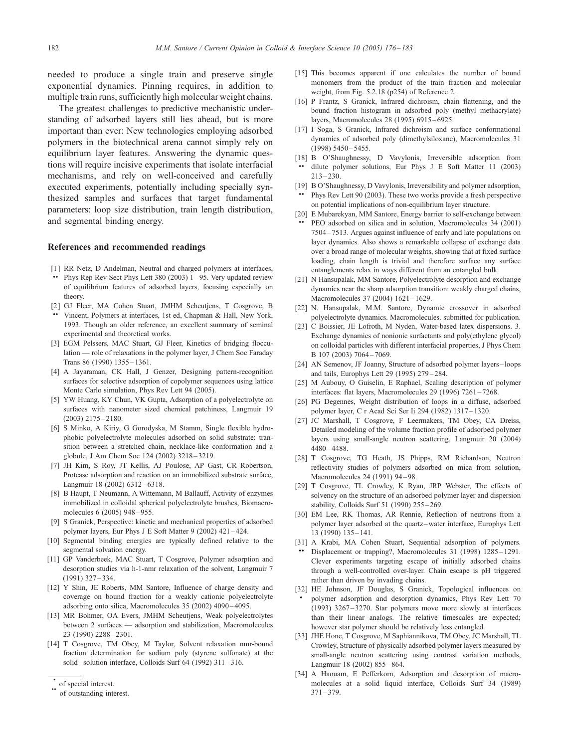needed to produce a single train and preserve single exponential dynamics. Pinning requires, in addition to multiple train runs, sufficiently high molecular weight chains.

The greatest challenges to predictive mechanistic understanding of adsorbed layers still lies ahead, but is more important than ever: New technologies employing adsorbed polymers in the biotechnical arena cannot simply rely on equilibrium layer features. Answering the dynamic questions will require incisive experiments that isolate interfacial mechanisms, and rely on well-conceived and carefully executed experiments, potentially including specially synthesized samples and surfaces that target fundamental parameters: loop size distribution, train length distribution, and segmental binding energy.

## References and recommended readings

[1] •• RR Netz, D Andelman, Neutral and charged polymers at interfaces, Phys Rep Rev Sect Phys Lett 380 (2003) 1–95. Very updated review of equilibrium features of adsorbed layers, focusing especially on theory.

[2] •• GJ Fleer, MA Cohen Stuart, JMHM Scheutjens, T Cosgrove, B Vincent, Polymers at interfaces, 1st ed, Chapman & Hall, New York, 1993. Though an older reference, an excellent summary of seminal experimental and theoretical works.

[3] EGM Pelssers, MAC Stuart, GJ Fleer, Kinetics of bridging flocculation — role of relaxations in the polymer layer, J Chem Soc Faraday Trans 86 (1990) 1355–1361.

[4] A Jayaraman, CK Hall, J Genzer, Designing pattern-recognition surfaces for selective adsorption of copolymer sequences using lattice Monte Carlo simulation, Phys Rev Lett 94 (2005).

[5] YW Huang, KY Chun, VK Gupta, Adsorption of a polyelectrolyte on surfaces with nanometer sized chemical patchiness, Langmuir 19 (2003) 2175–2180.

[6] S Minko, A Kiriy, G Gorodyska, M Stamm, Single flexible hydrophobic polyelectrolyte molecules adsorbed on solid substrate: transition between a stretched chain, necklace-like conformation and a globule, J Am Chem Soc 124 (2002) 3218–3219.

[7] JH Kim, S Roy, JT Kellis, AJ Poulose, AP Gast, CR Robertson, Protease adsorption and reaction on an immobilized substrate surface, Langmuir 18 (2002) 6312–6318.

[8] B Haupt, T Neumann, A Wittemann, M Ballauff, Activity of enzymes immobilized in colloidal spherical polyelectrolyte brushes, Biomacromolecules 6 (2005) 948–955.

[9] S Granick, Perspective: kinetic and mechanical properties of adsorbed polymer layers, Eur Phys J E Soft Matter 9 (2002) 421–424.

[10] Segmental binding energies are typically defined relative to the segmental solvation energy.

[11] GP Vanderbeek, MAC Stuart, T Cosgrove, Polymer adsorption and desorption studies via h-1-nmr relaxation of the solvent, Langmuir 7 (1991) 327–334.

[12] Y Shin, JE Roberts, MM Santore, Influence of charge density and coverage on bound fraction for a weakly cationic polyelectrolyte adsorbing onto silica, Macromolecules 35 (2002) 4090–4095.

[13] MR Bohmer, OA Evers, JMHM Scheutjens, Weak polyelectrolytes between 2 surfaces — adsorption and stabilization, Macromolecules 23 (1990) 2288–2301.

[14] T Cosgrove, TM Obey, M Taylor, Solvent relaxation nmr-bound fraction determination for sodium poly (styrene sulfonate) at the solid–solution interface, Colloids Surf 64 (1992) 311–316.

[15] This becomes apparent if one calculates the number of bound monomers from the product of the train fraction and molecular weight, from Fig. 5.2.18 (p254) of Reference 2.

[16] P Frantz, S Granick, Infrared dichroism, chain flattening, and the bound fraction histogram in adsorbed poly (methyl methacrylate) layers, Macromolecules 28 (1995) 6915–6925.

[17] I Soga, S Granick, Infrared dichroism and surface conformational dynamics of adsorbed poly (dimethylsiloxane), Macromolecules 31 (1998) 5450–5455.

[18] •• B O'Shaughnessy, D Vavylonis, Irreversible adsorption from dilute polymer solutions, Eur Phys J E Soft Matter 11 (2003) 213–230.

[19] •• B O'Shaughnessy, D Vavylonis, Irreversibility and polymer adsorption, Phys Rev Lett 90 (2003). These two works provide a fresh perspective on potential implications of non-equilibrium layer structure.

[20] •• E Mubarekyan, MM Santore, Energy barrier to self-exchange between PEO adsorbed on silica and in solution, Macromolecules 34 (2001) 7504–7513. Argues against influence of early and late populations on layer dynamics. Also shows a remarkable collapse of exchange data over a broad range of molecular weights, showing that at fixed surface loading, chain length is trivial and therefore surface any surface entanglements relax in ways different from an entangled bulk.

[21] N Hansupalak, MM Santore, Polyelectrolyte desorption and exchange dynamics near the sharp adsorption transition: weakly charged chains, Macromolecules 37 (2004) 1621–1629.

[22] N. Hansupalak, M.M. Santore, Dynamic crossover in adsorbed polyelectrolyte dynamics. Macromolecules. submitted for publication.

[23] C Boissier, JE Lofroth, M Nyden, Water-based latex dispersions. 3. Exchange dynamics of nonionic surfactants and poly(ethylene glycol) on colloidal particles with different interfacial properties, J Phys Chem B 107 (2003) 7064–7069.

[24] AN Semenov, JF Joanny, Structure of adsorbed polymer layers–loops and tails, Europhys Lett 29 (1995) 279–284.

[25] M Aubouy, O Guiselin, E Raphael, Scaling description of polymer interfaces: flat layers, Macromolecules 29 (1996) 7261–7268.

[26] PG Degennes, Weight distribution of loops in a diffuse, adsorbed polymer layer, C r Acad Sci Ser Ii 294 (1982) 1317–1320.

[27] JC Marshall, T Cosgrove, F Leermakers, TM Obey, CA Dreiss, Detailed modeling of the volume fraction profile of adsorbed polymer layers using small-angle neutron scattering, Langmuir 20 (2004) 4480–4488.

[28] T Cosgrove, TG Heath, JS Phipps, RM Richardson, Neutron reflectivity studies of polymers adsorbed on mica from solution, Macromolecules 24 (1991) 94–98.

[29] T Cosgrove, TL Crowley, K Ryan, JRP Webster, The effects of solvency on the structure of an adsorbed polymer layer and dispersion stability, Colloids Surf 51 (1990) 255–269.

[30] EM Lee, RK Thomas, AR Rennie, Reflection of neutrons from a polymer layer adsorbed at the quartz–water interface, Europhys Lett 13 (1990) 135–141.

[31] •• A Krabi, MA Cohen Stuart, Sequential adsorption of polymers. Displacement or trapping?, Macromolecules 31 (1998) 1285–1291. Clever experiments targeting escape of initially adsorbed chains through a well-controlled over-layer. Chain escape is pH triggered rather than driven by invading chains.

[32] • HE Johnson, JF Douglas, S Granick, Topological influences on polymer adsorption and desorption dynamics, Phys Rev Lett 70 (1993) 3267–3270. Star polymers move more slowly at interfaces than their linear analogs. The relative timescales are expected; however star polymer should be relatively less entangled.

[33] JHE Hone, T Cosgrove, M Saphiannikova, TM Obey, JC Marshall, TL Crowley, Structure of physically adsorbed polymer layers measured by small-angle neutron scattering using contrast variation methods, Langmuir 18 (2002) 855–864.

[34] A Haouam, E Pefferkorn, Adsorption and desorption of macromolecules at a solid liquid interface, Colloids Surf 34 (1989) 371–379.

• of special interest.

•• of outstanding interest.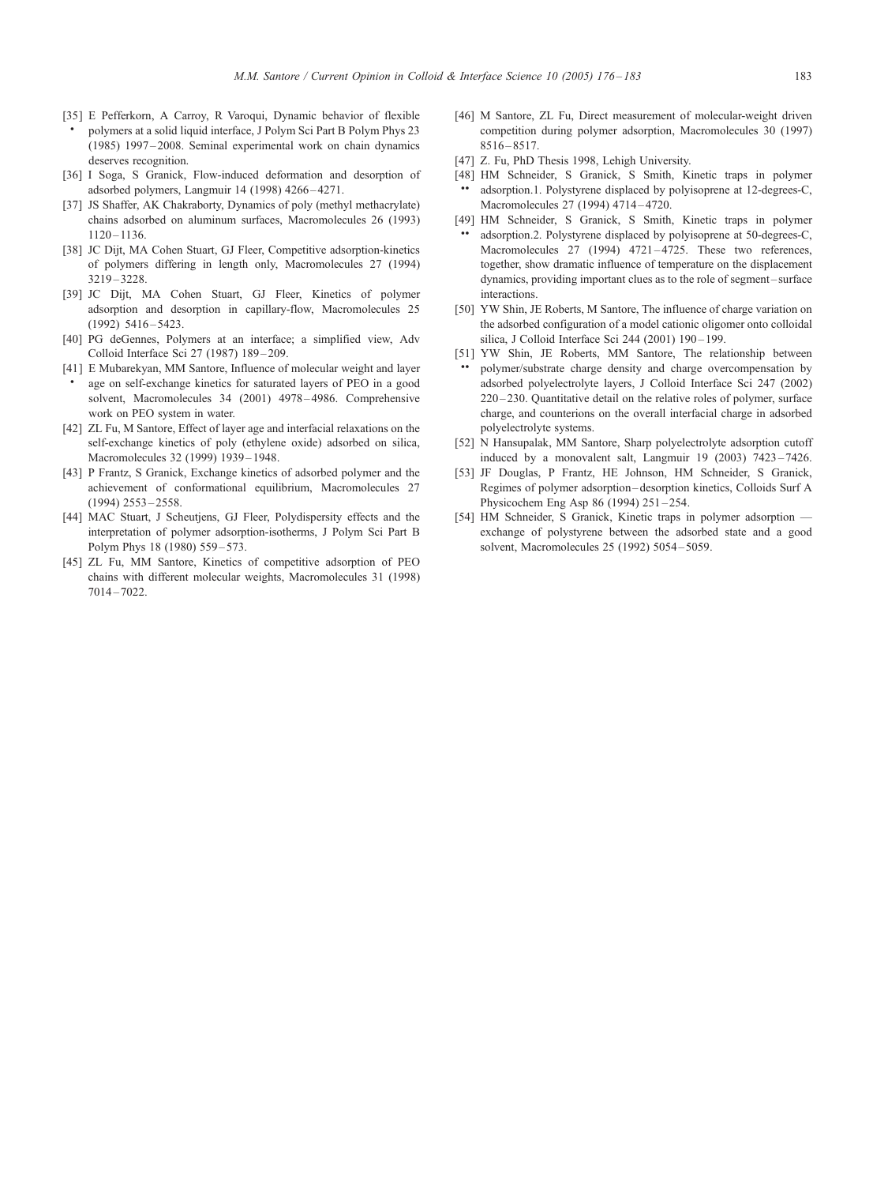[35] E Pefferkorn, A Carroy, R Varoqui, Dynamic behavior of flexible • polymers at a solid liquid interface, J Polym Sci Part B Polym Phys 23 (1985) 1997–2008. Seminal experimental work on chain dynamics deserves recognition.

[36] I Soga, S Granick, Flow-induced deformation and desorption of adsorbed polymers, Langmuir 14 (1998) 4266–4271.

[37] JS Shaffer, AK Chakraborty, Dynamics of poly (methyl methacrylate) chains adsorbed on aluminum surfaces, Macromolecules 26 (1993) 1120–1136.

[38] JC Dijt, MA Cohen Stuart, GJ Fleer, Competitive adsorption-kinetics of polymers differing in length only, Macromolecules 27 (1994) 3219–3228.

[39] JC Dijt, MA Cohen Stuart, GJ Fleer, Kinetics of polymer adsorption and desorption in capillary-flow, Macromolecules 25 (1992) 5416–5423.

[40] PG deGennes, Polymers at an interface; a simplified view, Adv Colloid Interface Sci 27 (1987) 189–209.

[41] E Mubarekyan, MM Santore, Influence of molecular weight and layer • age on self-exchange kinetics for saturated layers of PEO in a good solvent, Macromolecules 34 (2001) 4978–4986. Comprehensive work on PEO system in water.

[42] ZL Fu, M Santore, Effect of layer age and interfacial relaxations on the self-exchange kinetics of poly (ethylene oxide) adsorbed on silica, Macromolecules 32 (1999) 1939–1948.

[43] P Frantz, S Granick, Exchange kinetics of adsorbed polymer and the achievement of conformational equilibrium, Macromolecules 27 (1994) 2553–2558.

[44] MAC Stuart, J Scheutjens, GJ Fleer, Polydispersity effects and the interpretation of polymer adsorption-isotherms, J Polym Sci Part B Polym Phys 18 (1980) 559–573.

[45] ZL Fu, MM Santore, Kinetics of competitive adsorption of PEO chains with different molecular weights, Macromolecules 31 (1998) 7014–7022.

[46] M Santore, ZL Fu, Direct measurement of molecular-weight driven competition during polymer adsorption, Macromolecules 30 (1997) 8516–8517.

[47] Z. Fu, PhD Thesis 1998, Lehigh University.

[48] HM Schneider, S Granick, S Smith, Kinetic traps in polymer •• adsorption.1. Polystyrene displaced by polyisoprene at 12-degrees-C, Macromolecules 27 (1994) 4714–4720.

[49] HM Schneider, S Granick, S Smith, Kinetic traps in polymer •• adsorption.2. Polystyrene displaced by polyisoprene at 50-degrees-C, Macromolecules 27 (1994) 4721–4725. These two references, together, show dramatic influence of temperature on the displacement dynamics, providing important clues as to the role of segment–surface interactions.

[50] YW Shin, JE Roberts, M Santore, The influence of charge variation on the adsorbed configuration of a model cationic oligomer onto colloidal silica, J Colloid Interface Sci 244 (2001) 190–199.

[51] YW Shin, JE Roberts, MM Santore, The relationship between •• polymer/substrate charge density and charge overcompensation by adsorbed polyelectrolyte layers, J Colloid Interface Sci 247 (2002) 220–230. Quantitative detail on the relative roles of polymer, surface charge, and counterions on the overall interfacial charge in adsorbed polyelectrolyte systems.

[52] N Hansupalak, MM Santore, Sharp polyelectrolyte adsorption cutoff induced by a monovalent salt, Langmuir 19 (2003) 7423–7426.

[53] JF Douglas, P Frantz, HE Johnson, HM Schneider, S Granick, Regimes of polymer adsorption–desorption kinetics, Colloids Surf A Physicochem Eng Asp 86 (1994) 251–254.

[54] HM Schneider, S Granick, Kinetic traps in polymer adsorption — exchange of polystyrene between the adsorbed state and a good solvent, Macromolecules 25 (1992) 5054–5059.